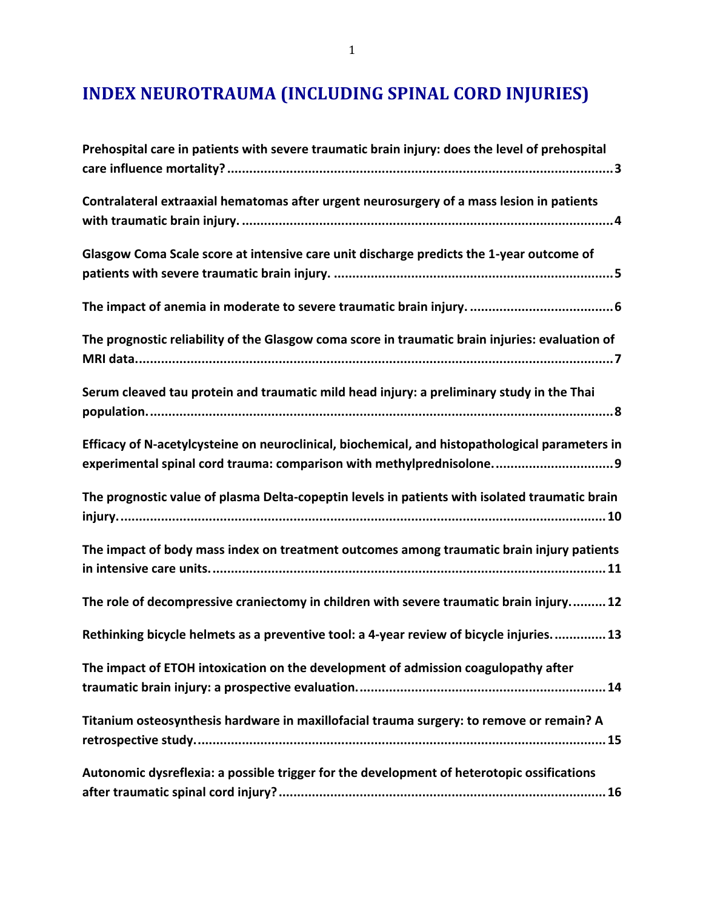# INDEX NEUROTRAUMA (INCLUDING SPINAL CORD INJURIES)

**Prehospital care in patients with severe traumatic brain injury: does the level of prehospital care influence mortality? ........ 3**

**Contralateral extraaxial hematomas after urgent neurosurgery of a mass lesion in patients with traumatic brain injury. ........ 4**

**Glasgow Coma Scale score at intensive care unit discharge predicts the 1-year outcome of patients with severe traumatic brain injury. ........ 5**

**The impact of anemia in moderate to severe traumatic brain injury. ........ 6**

**The prognostic reliability of the Glasgow coma score in traumatic brain injuries: evaluation of MRI data. ........ 7**

**Serum cleaved tau protein and traumatic mild head injury: a preliminary study in the Thai population. ........ 8**

**Efficacy of N-acetylcysteine on neuroclinical, biochemical, and histopathological parameters in experimental spinal cord trauma: comparison with methylprednisolone. ........ 9**

**The prognostic value of plasma Delta-copeptin levels in patients with isolated traumatic brain injury. ........ 10**

**The impact of body mass index on treatment outcomes among traumatic brain injury patients in intensive care units. ........ 11**

**The role of decompressive craniectomy in children with severe traumatic brain injury. ........ 12**

**Rethinking bicycle helmets as a preventive tool: a 4-year review of bicycle injuries. ........ 13**

**The impact of ETOH intoxication on the development of admission coagulopathy after traumatic brain injury: a prospective evaluation. ........ 14**

**Titanium osteosynthesis hardware in maxillofacial trauma surgery: to remove or remain? A retrospective study. ........ 15**

**Autonomic dysreflexia: a possible trigger for the development of heterotopic ossifications after traumatic spinal cord injury? ........ 16**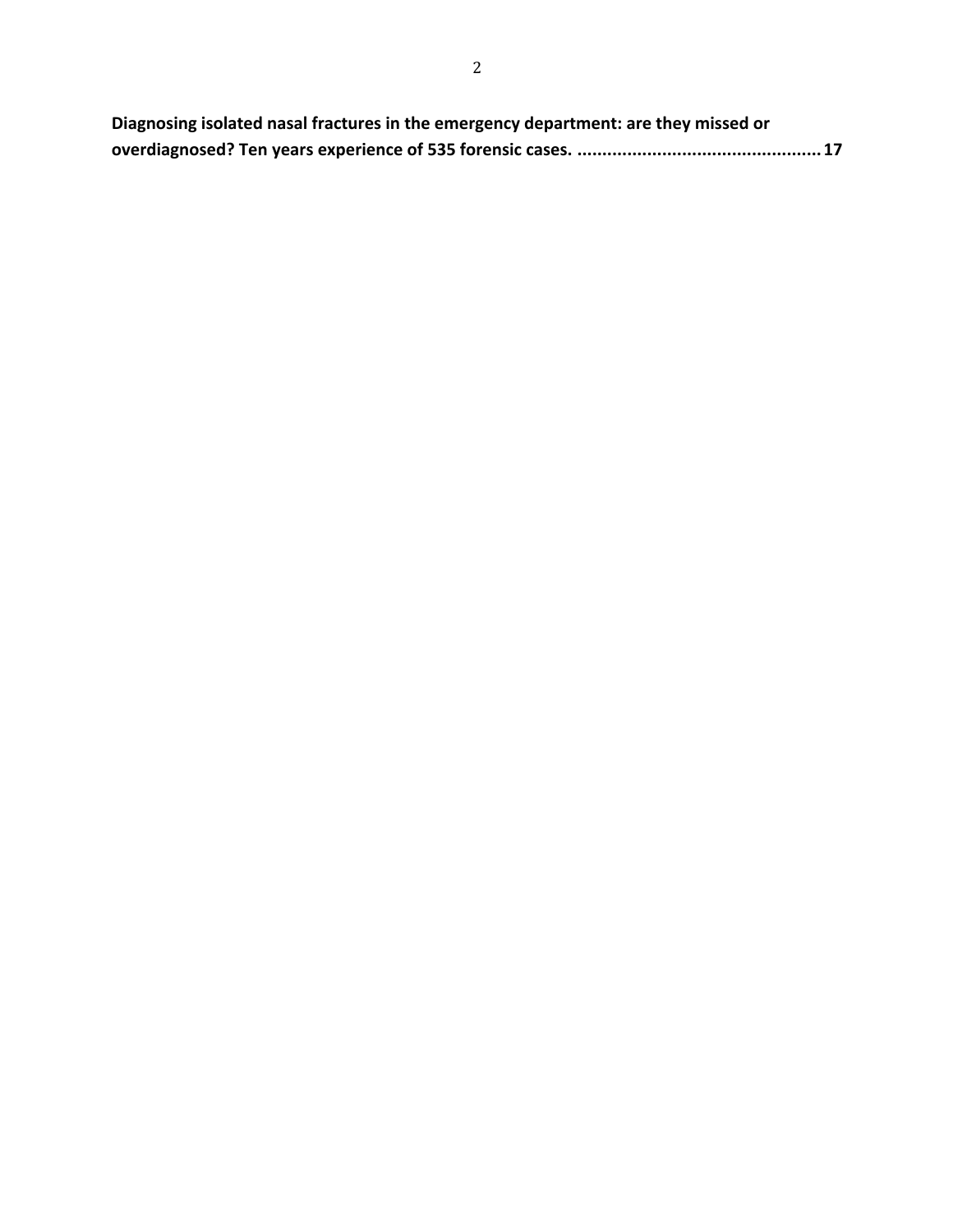**Diagnosing isolated nasal fractures in the emergency department: are they missed or overdiagnosed? Ten years experience of 535 forensic cases. ................................................ 17**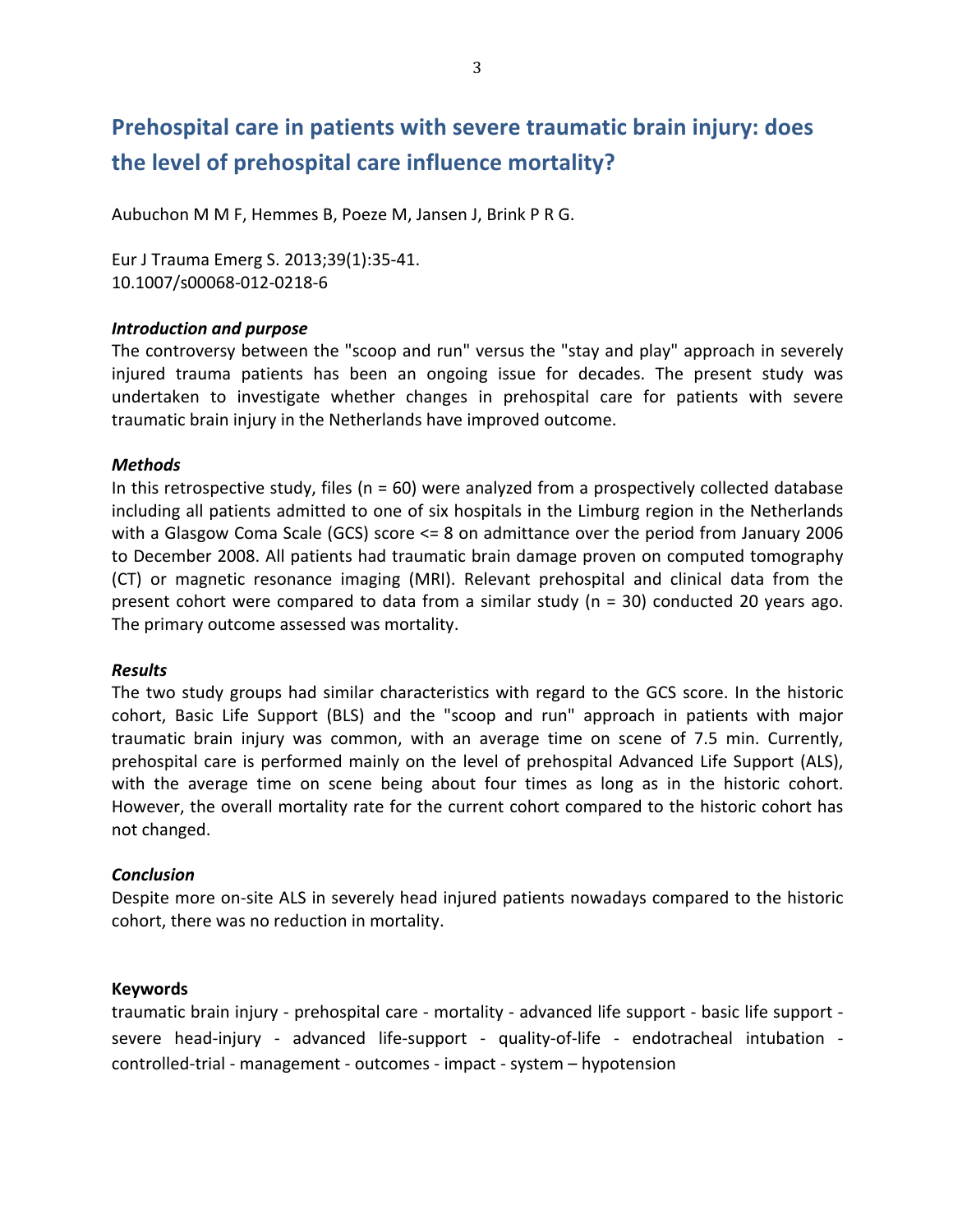# Prehospital care in patients with severe traumatic brain injury: does the level of prehospital care influence mortality?

Aubuchon M M F, Hemmes B, Poeze M, Jansen J, Brink P R G.

Eur J Trauma Emerg S. 2013;39(1):35-41.
10.1007/s00068-012-0218-6

### *Introduction and purpose*

The controversy between the "scoop and run" versus the "stay and play" approach in severely injured trauma patients has been an ongoing issue for decades. The present study was undertaken to investigate whether changes in prehospital care for patients with severe traumatic brain injury in the Netherlands have improved outcome.

### *Methods*

In this retrospective study, files (n = 60) were analyzed from a prospectively collected database including all patients admitted to one of six hospitals in the Limburg region in the Netherlands with a Glasgow Coma Scale (GCS) score <= 8 on admittance over the period from January 2006 to December 2008. All patients had traumatic brain damage proven on computed tomography (CT) or magnetic resonance imaging (MRI). Relevant prehospital and clinical data from the present cohort were compared to data from a similar study (n = 30) conducted 20 years ago. The primary outcome assessed was mortality.

### *Results*

The two study groups had similar characteristics with regard to the GCS score. In the historic cohort, Basic Life Support (BLS) and the "scoop and run" approach in patients with major traumatic brain injury was common, with an average time on scene of 7.5 min. Currently, prehospital care is performed mainly on the level of prehospital Advanced Life Support (ALS), with the average time on scene being about four times as long as in the historic cohort. However, the overall mortality rate for the current cohort compared to the historic cohort has not changed.

### *Conclusion*

Despite more on-site ALS in severely head injured patients nowadays compared to the historic cohort, there was no reduction in mortality.

**Keywords**

traumatic brain injury - prehospital care - mortality - advanced life support - basic life support - severe head-injury - advanced life-support - quality-of-life - endotracheal intubation - controlled-trial - management - outcomes - impact - system – hypotension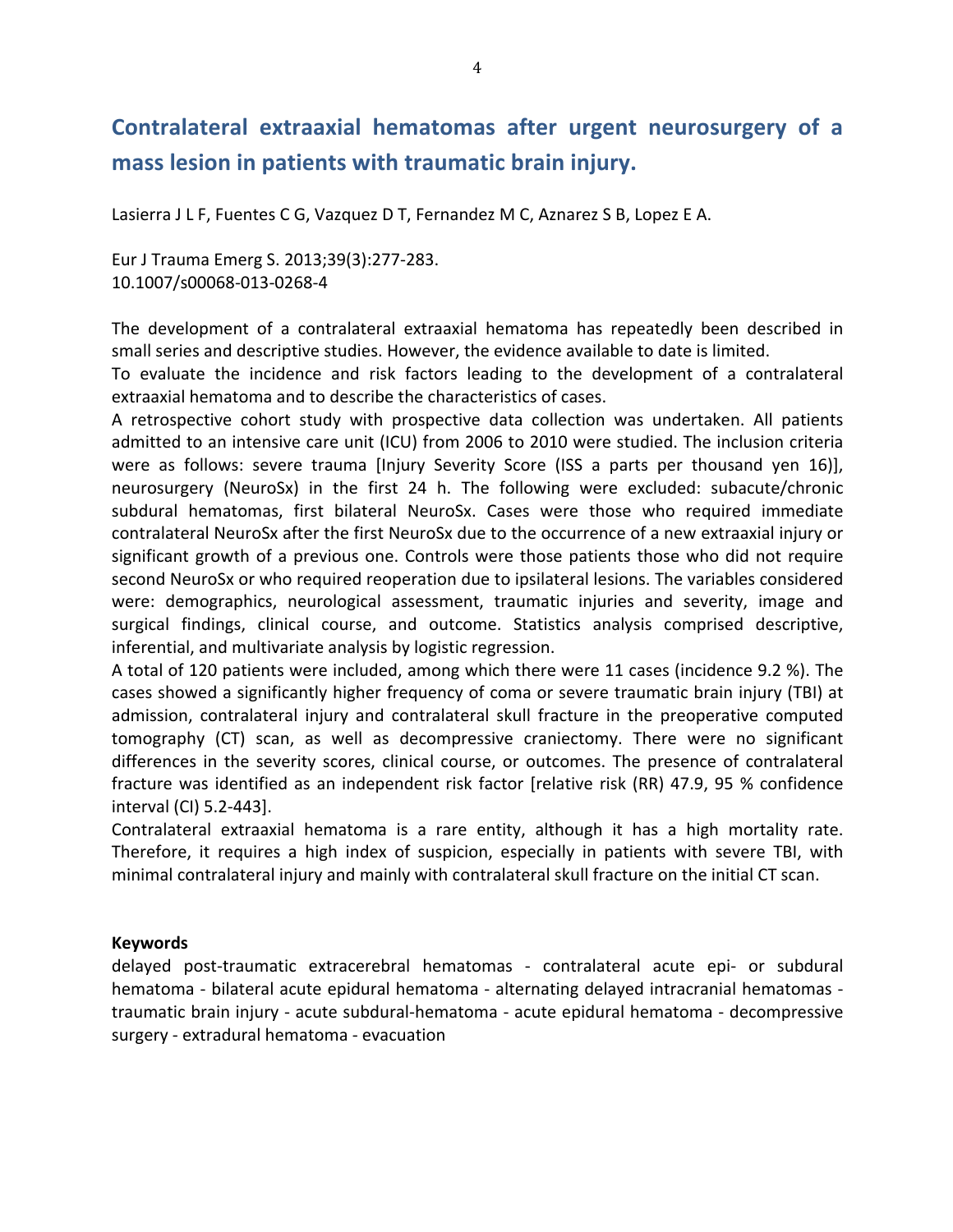# Contralateral extraaxial hematomas after urgent neurosurgery of a mass lesion in patients with traumatic brain injury.

Lasierra J L F, Fuentes C G, Vazquez D T, Fernandez M C, Aznarez S B, Lopez E A.

Eur J Trauma Emerg S. 2013;39(3):277-283.
10.1007/s00068-013-0268-4

The development of a contralateral extraaxial hematoma has repeatedly been described in small series and descriptive studies. However, the evidence available to date is limited.
To evaluate the incidence and risk factors leading to the development of a contralateral extraaxial hematoma and to describe the characteristics of cases.
A retrospective cohort study with prospective data collection was undertaken. All patients admitted to an intensive care unit (ICU) from 2006 to 2010 were studied. The inclusion criteria were as follows: severe trauma [Injury Severity Score (ISS a parts per thousand yen 16)], neurosurgery (NeuroSx) in the first 24 h. The following were excluded: subacute/chronic subdural hematomas, first bilateral NeuroSx. Cases were those who required immediate contralateral NeuroSx after the first NeuroSx due to the occurrence of a new extraaxial injury or significant growth of a previous one. Controls were those patients those who did not require second NeuroSx or who required reoperation due to ipsilateral lesions. The variables considered were: demographics, neurological assessment, traumatic injuries and severity, image and surgical findings, clinical course, and outcome. Statistics analysis comprised descriptive, inferential, and multivariate analysis by logistic regression.
A total of 120 patients were included, among which there were 11 cases (incidence 9.2 %). The cases showed a significantly higher frequency of coma or severe traumatic brain injury (TBI) at admission, contralateral injury and contralateral skull fracture in the preoperative computed tomography (CT) scan, as well as decompressive craniectomy. There were no significant differences in the severity scores, clinical course, or outcomes. The presence of contralateral fracture was identified as an independent risk factor [relative risk (RR) 47.9, 95 % confidence interval (CI) 5.2-443].
Contralateral extraaxial hematoma is a rare entity, although it has a high mortality rate. Therefore, it requires a high index of suspicion, especially in patients with severe TBI, with minimal contralateral injury and mainly with contralateral skull fracture on the initial CT scan.

**Keywords**
delayed post-traumatic extracerebral hematomas - contralateral acute epi- or subdural hematoma - bilateral acute epidural hematoma - alternating delayed intracranial hematomas - traumatic brain injury - acute subdural-hematoma - acute epidural hematoma - decompressive surgery - extradural hematoma - evacuation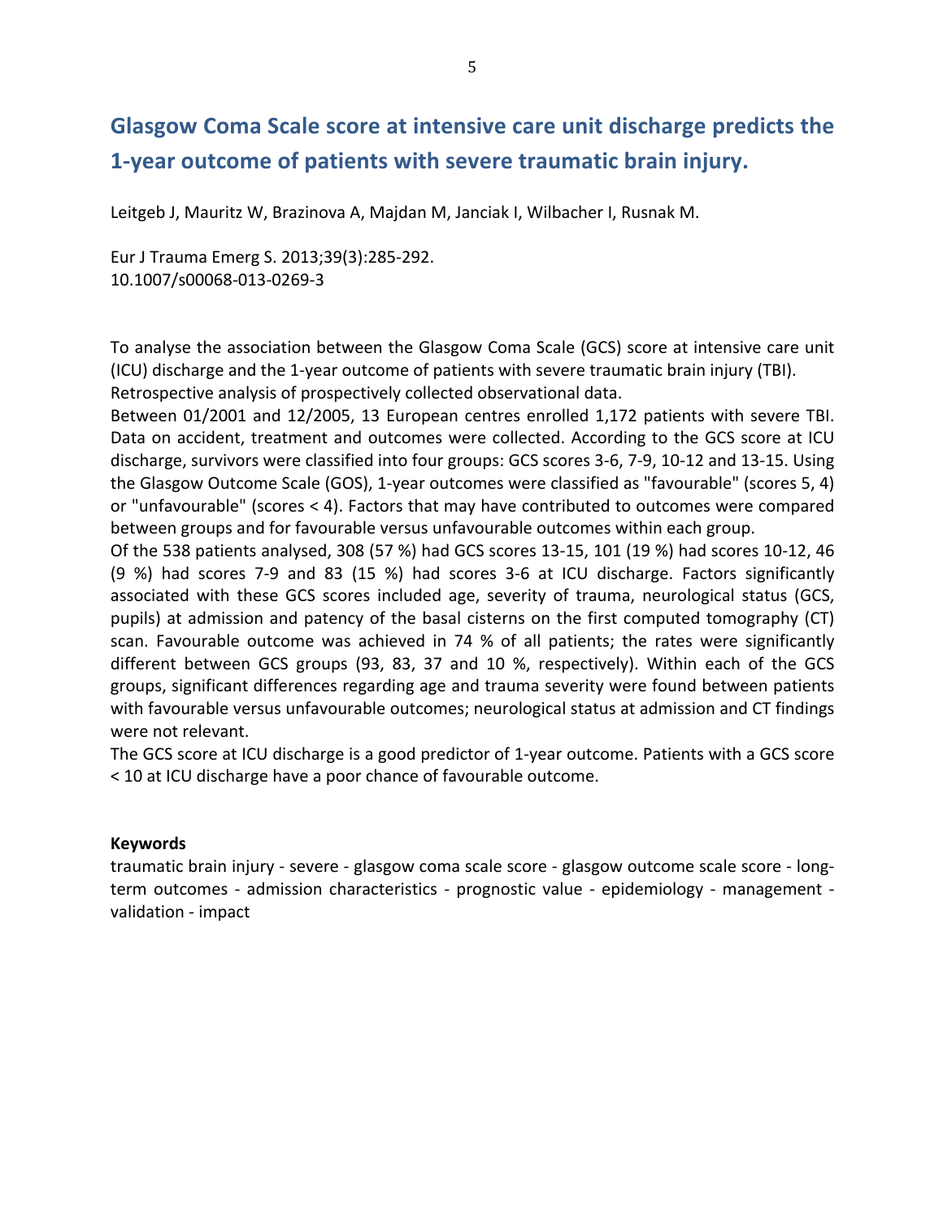## Glasgow Coma Scale score at intensive care unit discharge predicts the 1-year outcome of patients with severe traumatic brain injury.

Leitgeb J, Mauritz W, Brazinova A, Majdan M, Janciak I, Wilbacher I, Rusnak M.

Eur J Trauma Emerg S. 2013;39(3):285-292.
10.1007/s00068-013-0269-3

To analyse the association between the Glasgow Coma Scale (GCS) score at intensive care unit (ICU) discharge and the 1-year outcome of patients with severe traumatic brain injury (TBI).
Retrospective analysis of prospectively collected observational data.
Between 01/2001 and 12/2005, 13 European centres enrolled 1,172 patients with severe TBI. Data on accident, treatment and outcomes were collected. According to the GCS score at ICU discharge, survivors were classified into four groups: GCS scores 3-6, 7-9, 10-12 and 13-15. Using the Glasgow Outcome Scale (GOS), 1-year outcomes were classified as "favourable" (scores 5, 4) or "unfavourable" (scores < 4). Factors that may have contributed to outcomes were compared between groups and for favourable versus unfavourable outcomes within each group.
Of the 538 patients analysed, 308 (57 %) had GCS scores 13-15, 101 (19 %) had scores 10-12, 46 (9 %) had scores 7-9 and 83 (15 %) had scores 3-6 at ICU discharge. Factors significantly associated with these GCS scores included age, severity of trauma, neurological status (GCS, pupils) at admission and patency of the basal cisterns on the first computed tomography (CT) scan. Favourable outcome was achieved in 74 % of all patients; the rates were significantly different between GCS groups (93, 83, 37 and 10 %, respectively). Within each of the GCS groups, significant differences regarding age and trauma severity were found between patients with favourable versus unfavourable outcomes; neurological status at admission and CT findings were not relevant.
The GCS score at ICU discharge is a good predictor of 1-year outcome. Patients with a GCS score < 10 at ICU discharge have a poor chance of favourable outcome.

**Keywords**

traumatic brain injury - severe - glasgow coma scale score - glasgow outcome scale score - long-term outcomes - admission characteristics - prognostic value - epidemiology - management - validation - impact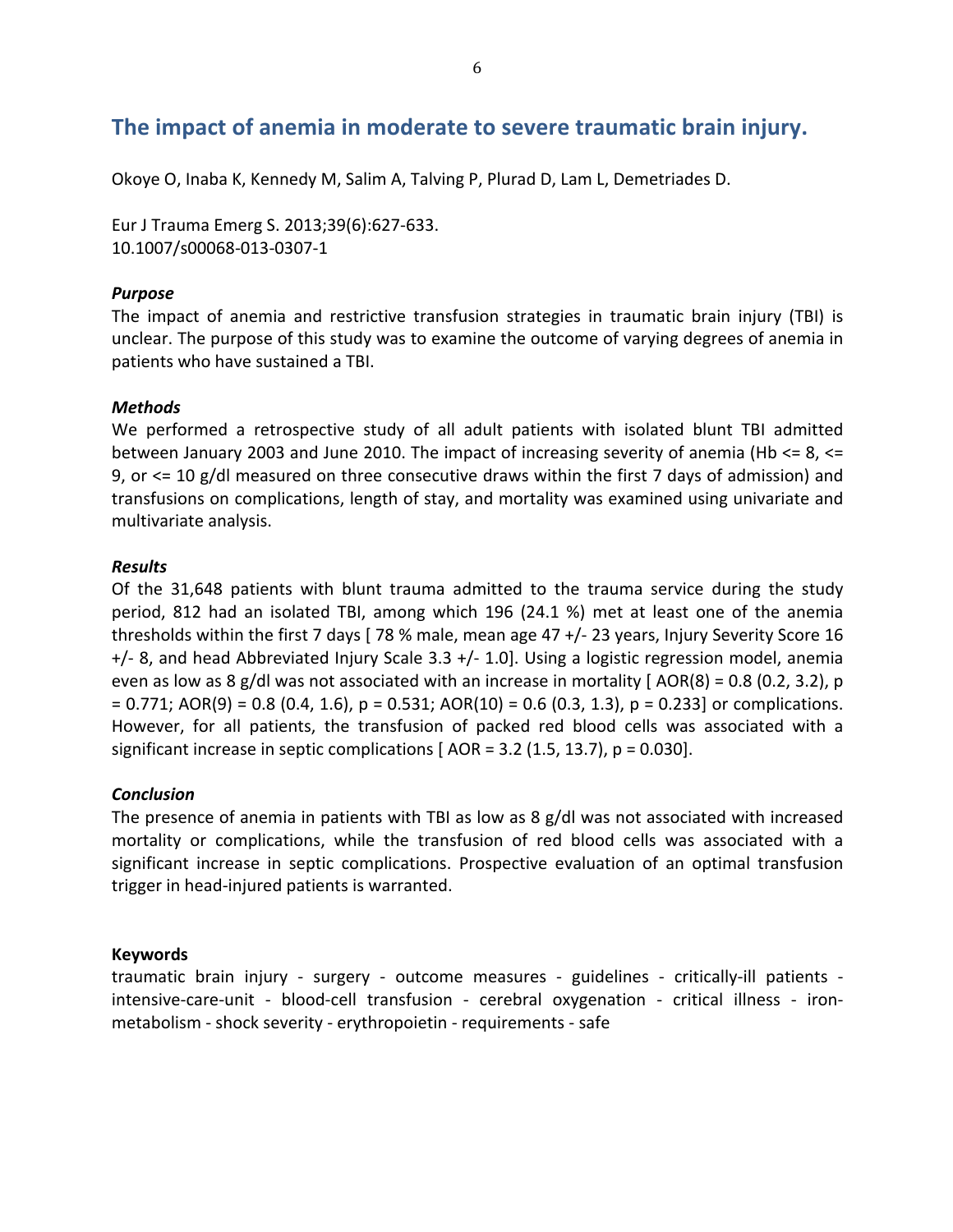## The impact of anemia in moderate to severe traumatic brain injury.

Okoye O, Inaba K, Kennedy M, Salim A, Talving P, Plurad D, Lam L, Demetriades D.

Eur J Trauma Emerg S. 2013;39(6):627-633.
10.1007/s00068-013-0307-1

***Purpose***

The impact of anemia and restrictive transfusion strategies in traumatic brain injury (TBI) is unclear. The purpose of this study was to examine the outcome of varying degrees of anemia in patients who have sustained a TBI.

***Methods***

We performed a retrospective study of all adult patients with isolated blunt TBI admitted between January 2003 and June 2010. The impact of increasing severity of anemia (Hb <= 8, <= 9, or <= 10 g/dl measured on three consecutive draws within the first 7 days of admission) and transfusions on complications, length of stay, and mortality was examined using univariate and multivariate analysis.

***Results***

Of the 31,648 patients with blunt trauma admitted to the trauma service during the study period, 812 had an isolated TBI, among which 196 (24.1 %) met at least one of the anemia thresholds within the first 7 days [ 78 % male, mean age 47 +/- 23 years, Injury Severity Score 16 +/- 8, and head Abbreviated Injury Scale 3.3 +/- 1.0]. Using a logistic regression model, anemia even as low as 8 g/dl was not associated with an increase in mortality [ AOR(8) = 0.8 (0.2, 3.2), p = 0.771; AOR(9) = 0.8 (0.4, 1.6), p = 0.531; AOR(10) = 0.6 (0.3, 1.3), p = 0.233] or complications. However, for all patients, the transfusion of packed red blood cells was associated with a significant increase in septic complications [ AOR = 3.2 (1.5, 13.7), p = 0.030].

***Conclusion***

The presence of anemia in patients with TBI as low as 8 g/dl was not associated with increased mortality or complications, while the transfusion of red blood cells was associated with a significant increase in septic complications. Prospective evaluation of an optimal transfusion trigger in head-injured patients is warranted.

**Keywords**

traumatic brain injury - surgery - outcome measures - guidelines - critically-ill patients - intensive-care-unit - blood-cell transfusion - cerebral oxygenation - critical illness - iron-metabolism - shock severity - erythropoietin - requirements - safe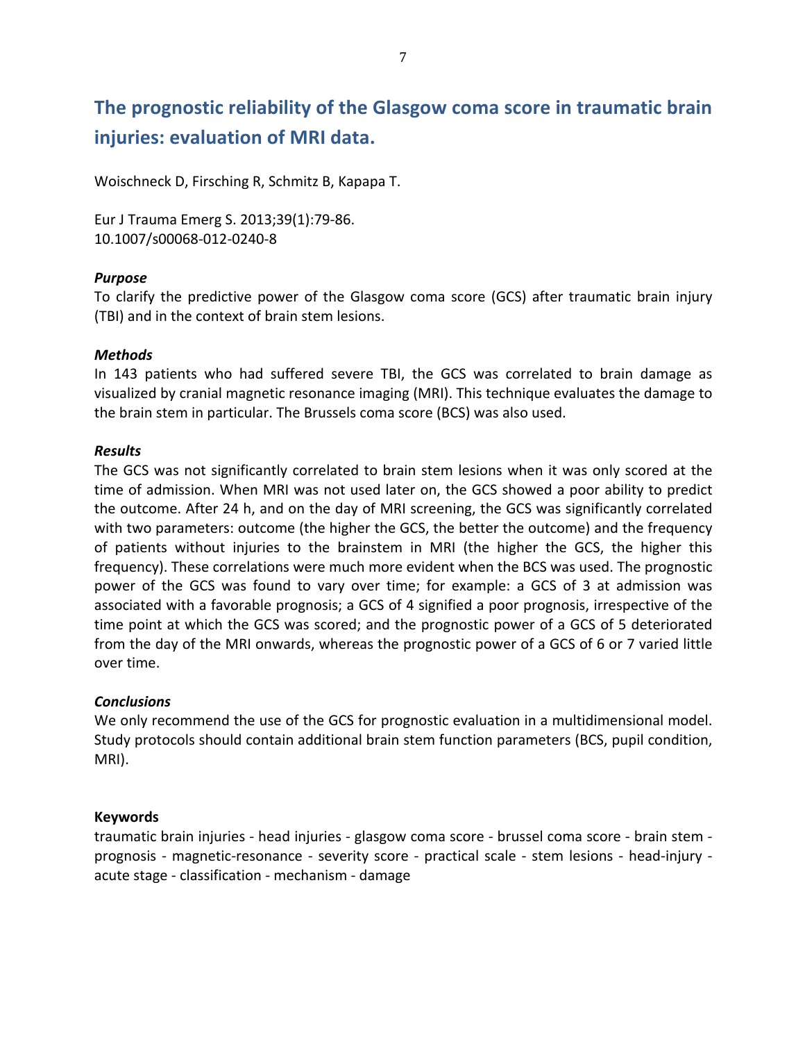# The prognostic reliability of the Glasgow coma score in traumatic brain injuries: evaluation of MRI data.

Woischneck D, Firsching R, Schmitz B, Kapapa T.

Eur J Trauma Emerg S. 2013;39(1):79-86.
10.1007/s00068-012-0240-8

***Purpose***

To clarify the predictive power of the Glasgow coma score (GCS) after traumatic brain injury (TBI) and in the context of brain stem lesions.

***Methods***

In 143 patients who had suffered severe TBI, the GCS was correlated to brain damage as visualized by cranial magnetic resonance imaging (MRI). This technique evaluates the damage to the brain stem in particular. The Brussels coma score (BCS) was also used.

***Results***

The GCS was not significantly correlated to brain stem lesions when it was only scored at the time of admission. When MRI was not used later on, the GCS showed a poor ability to predict the outcome. After 24 h, and on the day of MRI screening, the GCS was significantly correlated with two parameters: outcome (the higher the GCS, the better the outcome) and the frequency of patients without injuries to the brainstem in MRI (the higher the GCS, the higher this frequency). These correlations were much more evident when the BCS was used. The prognostic power of the GCS was found to vary over time; for example: a GCS of 3 at admission was associated with a favorable prognosis; a GCS of 4 signified a poor prognosis, irrespective of the time point at which the GCS was scored; and the prognostic power of a GCS of 5 deteriorated from the day of the MRI onwards, whereas the prognostic power of a GCS of 6 or 7 varied little over time.

***Conclusions***

We only recommend the use of the GCS for prognostic evaluation in a multidimensional model. Study protocols should contain additional brain stem function parameters (BCS, pupil condition, MRI).

**Keywords**

traumatic brain injuries - head injuries - glasgow coma score - brussel coma score - brain stem - prognosis - magnetic-resonance - severity score - practical scale - stem lesions - head-injury - acute stage - classification - mechanism - damage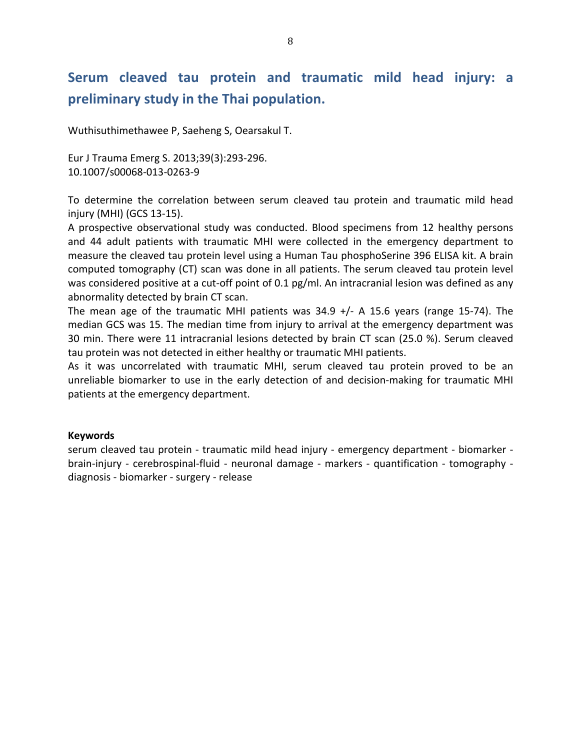## Serum cleaved tau protein and traumatic mild head injury: a preliminary study in the Thai population.

Wuthisuthimethawee P, Saeheng S, Oearsakul T.

Eur J Trauma Emerg S. 2013;39(3):293-296.
10.1007/s00068-013-0263-9

To determine the correlation between serum cleaved tau protein and traumatic mild head injury (MHI) (GCS 13-15).

A prospective observational study was conducted. Blood specimens from 12 healthy persons and 44 adult patients with traumatic MHI were collected in the emergency department to measure the cleaved tau protein level using a Human Tau phosphoSerine 396 ELISA kit. A brain computed tomography (CT) scan was done in all patients. The serum cleaved tau protein level was considered positive at a cut-off point of 0.1 pg/ml. An intracranial lesion was defined as any abnormality detected by brain CT scan.

The mean age of the traumatic MHI patients was 34.9 +/- A 15.6 years (range 15-74). The median GCS was 15. The median time from injury to arrival at the emergency department was 30 min. There were 11 intracranial lesions detected by brain CT scan (25.0 %). Serum cleaved tau protein was not detected in either healthy or traumatic MHI patients.

As it was uncorrelated with traumatic MHI, serum cleaved tau protein proved to be an unreliable biomarker to use in the early detection of and decision-making for traumatic MHI patients at the emergency department.

**Keywords**

serum cleaved tau protein - traumatic mild head injury - emergency department - biomarker - brain-injury - cerebrospinal-fluid - neuronal damage - markers - quantification - tomography - diagnosis - biomarker - surgery - release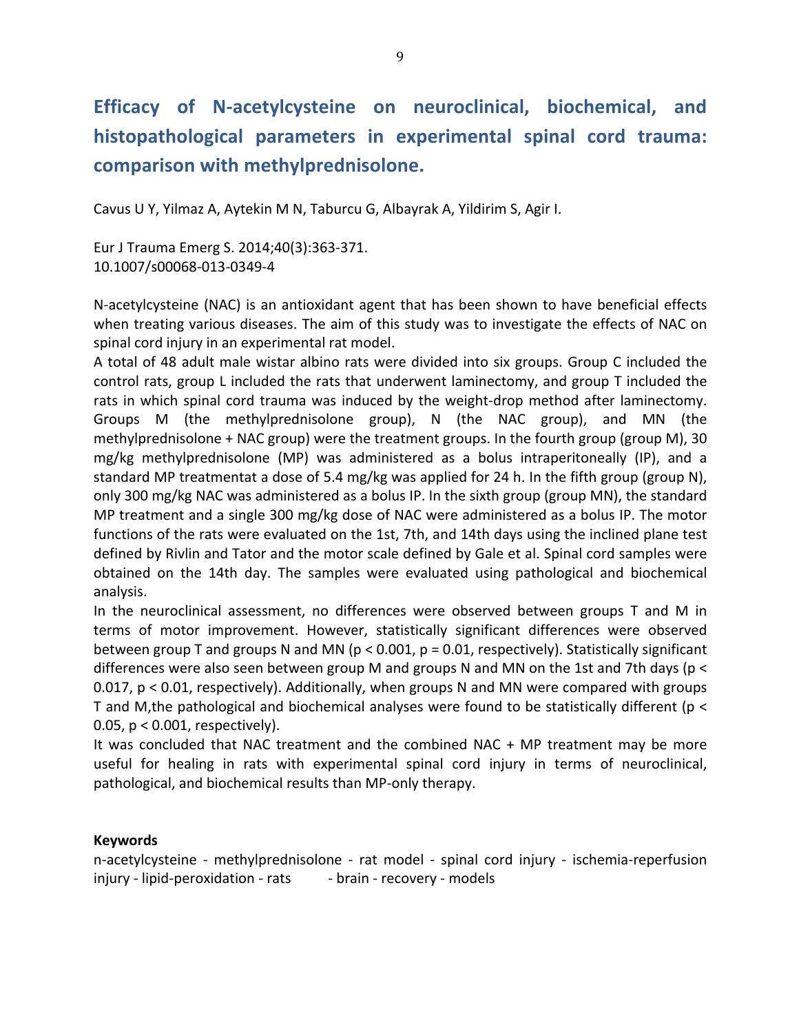## Efficacy of N-acetylcysteine on neuroclinical, biochemical, and histopathological parameters in experimental spinal cord trauma: comparison with methylprednisolone.

Cavus U Y, Yilmaz A, Aytekin M N, Taburcu G, Albayrak A, Yildirim S, Agir I.

Eur J Trauma Emerg S. 2014;40(3):363-371.
10.1007/s00068-013-0349-4

N-acetylcysteine (NAC) is an antioxidant agent that has been shown to have beneficial effects when treating various diseases. The aim of this study was to investigate the effects of NAC on spinal cord injury in an experimental rat model.

A total of 48 adult male wistar albino rats were divided into six groups. Group C included the control rats, group L included the rats that underwent laminectomy, and group T included the rats in which spinal cord trauma was induced by the weight-drop method after laminectomy. Groups M (the methylprednisolone group), N (the NAC group), and MN (the methylprednisolone + NAC group) were the treatment groups. In the fourth group (group M), 30 mg/kg methylprednisolone (MP) was administered as a bolus intraperitoneally (IP), and a standard MP treatmentat a dose of 5.4 mg/kg was applied for 24 h. In the fifth group (group N), only 300 mg/kg NAC was administered as a bolus IP. In the sixth group (group MN), the standard MP treatment and a single 300 mg/kg dose of NAC were administered as a bolus IP. The motor functions of the rats were evaluated on the 1st, 7th, and 14th days using the inclined plane test defined by Rivlin and Tator and the motor scale defined by Gale et al. Spinal cord samples were obtained on the 14th day. The samples were evaluated using pathological and biochemical analysis.

In the neuroclinical assessment, no differences were observed between groups T and M in terms of motor improvement. However, statistically significant differences were observed between group T and groups N and MN ($p < 0.001$, $p = 0.01$, respectively). Statistically significant differences were also seen between group M and groups N and MN on the 1st and 7th days ($p < 0.017$, $p < 0.01$, respectively). Additionally, when groups N and MN were compared with groups T and M,the pathological and biochemical analyses were found to be statistically different ($p < 0.05$, $p < 0.001$, respectively).

It was concluded that NAC treatment and the combined NAC + MP treatment may be more useful for healing in rats with experimental spinal cord injury in terms of neuroclinical, pathological, and biochemical results than MP-only therapy.

**Keywords**

n-acetylcysteine - methylprednisolone - rat model - spinal cord injury - ischemia-reperfusion injury - lipid-peroxidation - rats - brain - recovery - models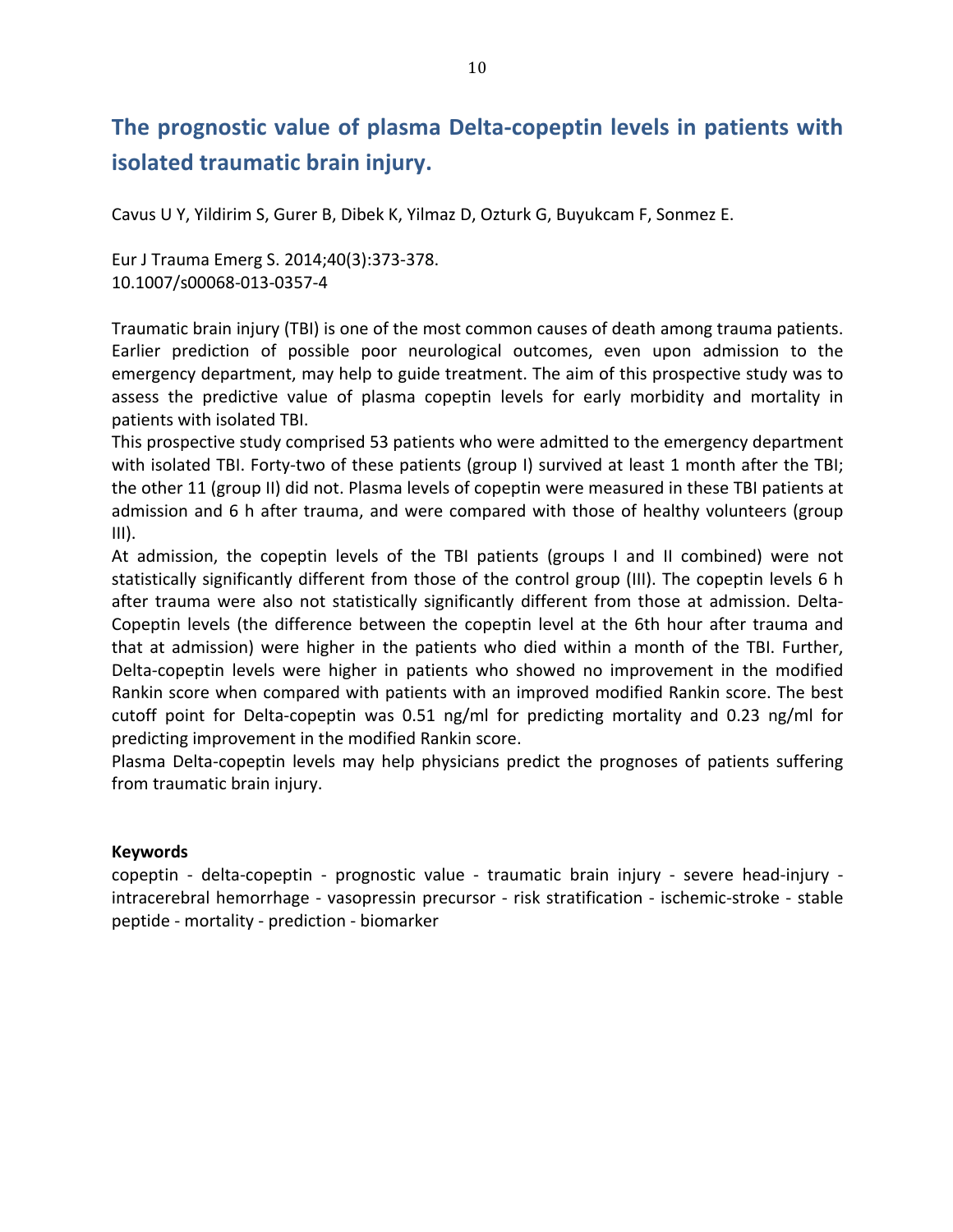## The prognostic value of plasma Delta-copeptin levels in patients with isolated traumatic brain injury.

Cavus U Y, Yildirim S, Gurer B, Dibek K, Yilmaz D, Ozturk G, Buyukcam F, Sonmez E.

Eur J Trauma Emerg S. 2014;40(3):373-378.
10.1007/s00068-013-0357-4

Traumatic brain injury (TBI) is one of the most common causes of death among trauma patients. Earlier prediction of possible poor neurological outcomes, even upon admission to the emergency department, may help to guide treatment. The aim of this prospective study was to assess the predictive value of plasma copeptin levels for early morbidity and mortality in patients with isolated TBI.

This prospective study comprised 53 patients who were admitted to the emergency department with isolated TBI. Forty-two of these patients (group I) survived at least 1 month after the TBI; the other 11 (group II) did not. Plasma levels of copeptin were measured in these TBI patients at admission and 6 h after trauma, and were compared with those of healthy volunteers (group III).

At admission, the copeptin levels of the TBI patients (groups I and II combined) were not statistically significantly different from those of the control group (III). The copeptin levels 6 h after trauma were also not statistically significantly different from those at admission. Delta-Copeptin levels (the difference between the copeptin level at the 6th hour after trauma and that at admission) were higher in the patients who died within a month of the TBI. Further, Delta-copeptin levels were higher in patients who showed no improvement in the modified Rankin score when compared with patients with an improved modified Rankin score. The best cutoff point for Delta-copeptin was 0.51 ng/ml for predicting mortality and 0.23 ng/ml for predicting improvement in the modified Rankin score.

Plasma Delta-copeptin levels may help physicians predict the prognoses of patients suffering from traumatic brain injury.

**Keywords**

copeptin - delta-copeptin - prognostic value - traumatic brain injury - severe head-injury - intracerebral hemorrhage - vasopressin precursor - risk stratification - ischemic-stroke - stable peptide - mortality - prediction - biomarker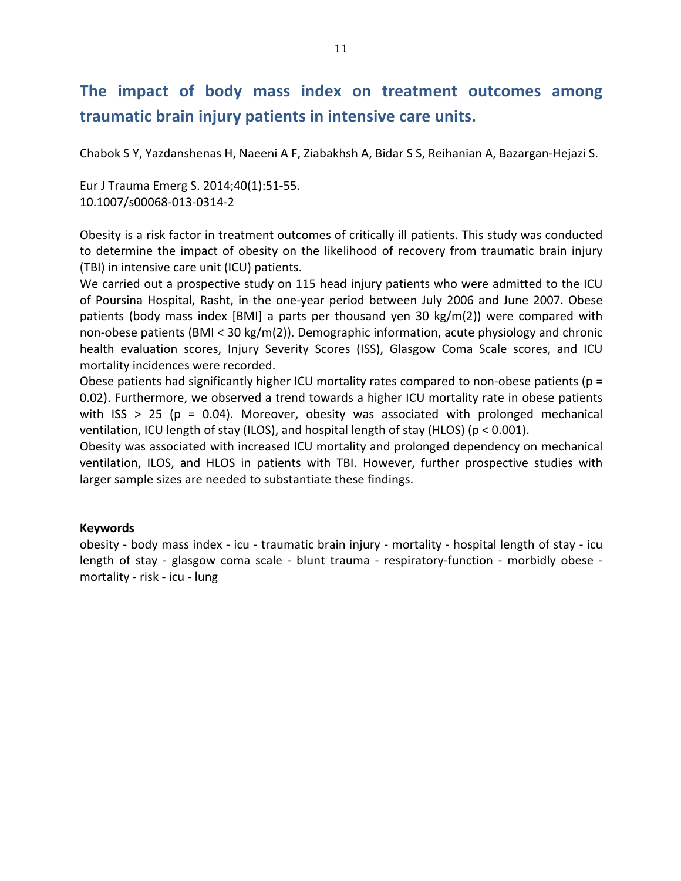# The impact of body mass index on treatment outcomes among traumatic brain injury patients in intensive care units.

Chabok S Y, Yazdanshenas H, Naeeni A F, Ziabakhsh A, Bidar S S, Reihanian A, Bazargan-Hejazi S.

Eur J Trauma Emerg S. 2014;40(1):51-55.
10.1007/s00068-013-0314-2

Obesity is a risk factor in treatment outcomes of critically ill patients. This study was conducted to determine the impact of obesity on the likelihood of recovery from traumatic brain injury (TBI) in intensive care unit (ICU) patients.
We carried out a prospective study on 115 head injury patients who were admitted to the ICU of Poursina Hospital, Rasht, in the one-year period between July 2006 and June 2007. Obese patients (body mass index [BMI] a parts per thousand yen 30 kg/m(2)) were compared with non-obese patients (BMI < 30 kg/m(2)). Demographic information, acute physiology and chronic health evaluation scores, Injury Severity Scores (ISS), Glasgow Coma Scale scores, and ICU mortality incidences were recorded.
Obese patients had significantly higher ICU mortality rates compared to non-obese patients ($p = 0.02$). Furthermore, we observed a trend towards a higher ICU mortality rate in obese patients with ISS > 25 ($p = 0.04$). Moreover, obesity was associated with prolonged mechanical ventilation, ICU length of stay (ILOS), and hospital length of stay (HLOS) ($p < 0.001$).
Obesity was associated with increased ICU mortality and prolonged dependency on mechanical ventilation, ILOS, and HLOS in patients with TBI. However, further prospective studies with larger sample sizes are needed to substantiate these findings.

**Keywords**
obesity - body mass index - icu - traumatic brain injury - mortality - hospital length of stay - icu length of stay - glasgow coma scale - blunt trauma - respiratory-function - morbidly obese - mortality - risk - icu - lung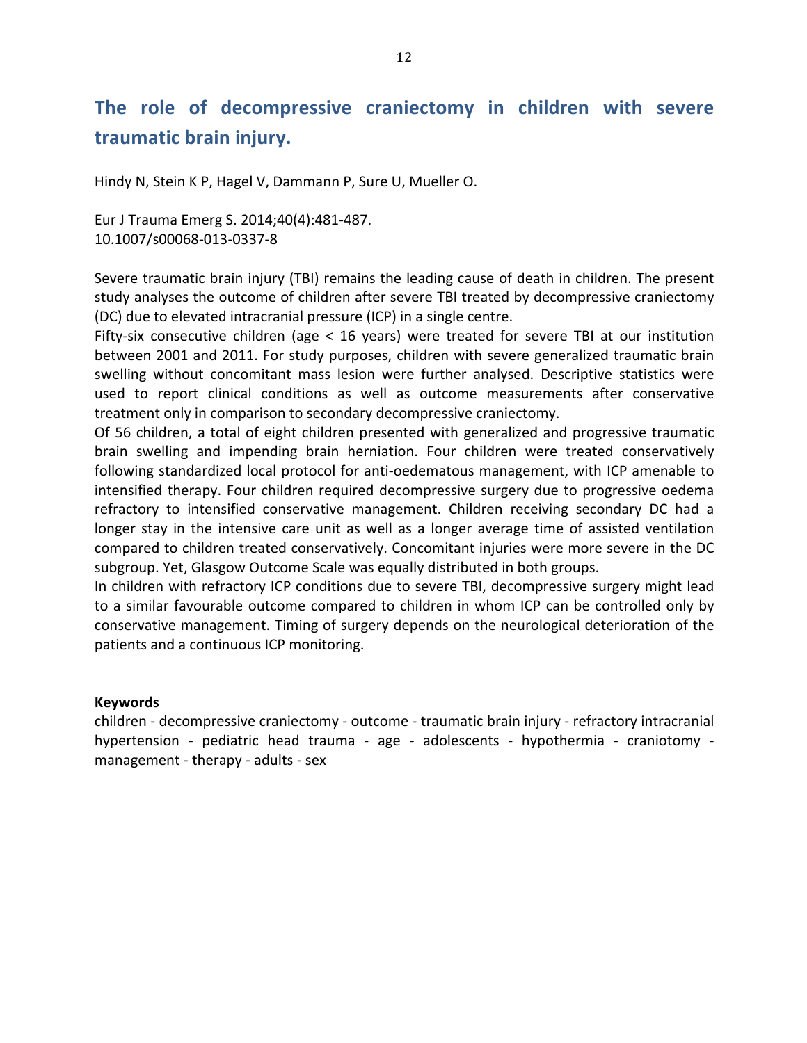## The role of decompressive craniectomy in children with severe traumatic brain injury.

Hindy N, Stein K P, Hagel V, Dammann P, Sure U, Mueller O.

Eur J Trauma Emerg S. 2014;40(4):481-487.
10.1007/s00068-013-0337-8

Severe traumatic brain injury (TBI) remains the leading cause of death in children. The present study analyses the outcome of children after severe TBI treated by decompressive craniectomy (DC) due to elevated intracranial pressure (ICP) in a single centre.
Fifty-six consecutive children (age < 16 years) were treated for severe TBI at our institution between 2001 and 2011. For study purposes, children with severe generalized traumatic brain swelling without concomitant mass lesion were further analysed. Descriptive statistics were used to report clinical conditions as well as outcome measurements after conservative treatment only in comparison to secondary decompressive craniectomy.
Of 56 children, a total of eight children presented with generalized and progressive traumatic brain swelling and impending brain herniation. Four children were treated conservatively following standardized local protocol for anti-oedematous management, with ICP amenable to intensified therapy. Four children required decompressive surgery due to progressive oedema refractory to intensified conservative management. Children receiving secondary DC had a longer stay in the intensive care unit as well as a longer average time of assisted ventilation compared to children treated conservatively. Concomitant injuries were more severe in the DC subgroup. Yet, Glasgow Outcome Scale was equally distributed in both groups.
In children with refractory ICP conditions due to severe TBI, decompressive surgery might lead to a similar favourable outcome compared to children in whom ICP can be controlled only by conservative management. Timing of surgery depends on the neurological deterioration of the patients and a continuous ICP monitoring.

**Keywords**
children - decompressive craniectomy - outcome - traumatic brain injury - refractory intracranial hypertension - pediatric head trauma - age - adolescents - hypothermia - craniotomy - management - therapy - adults - sex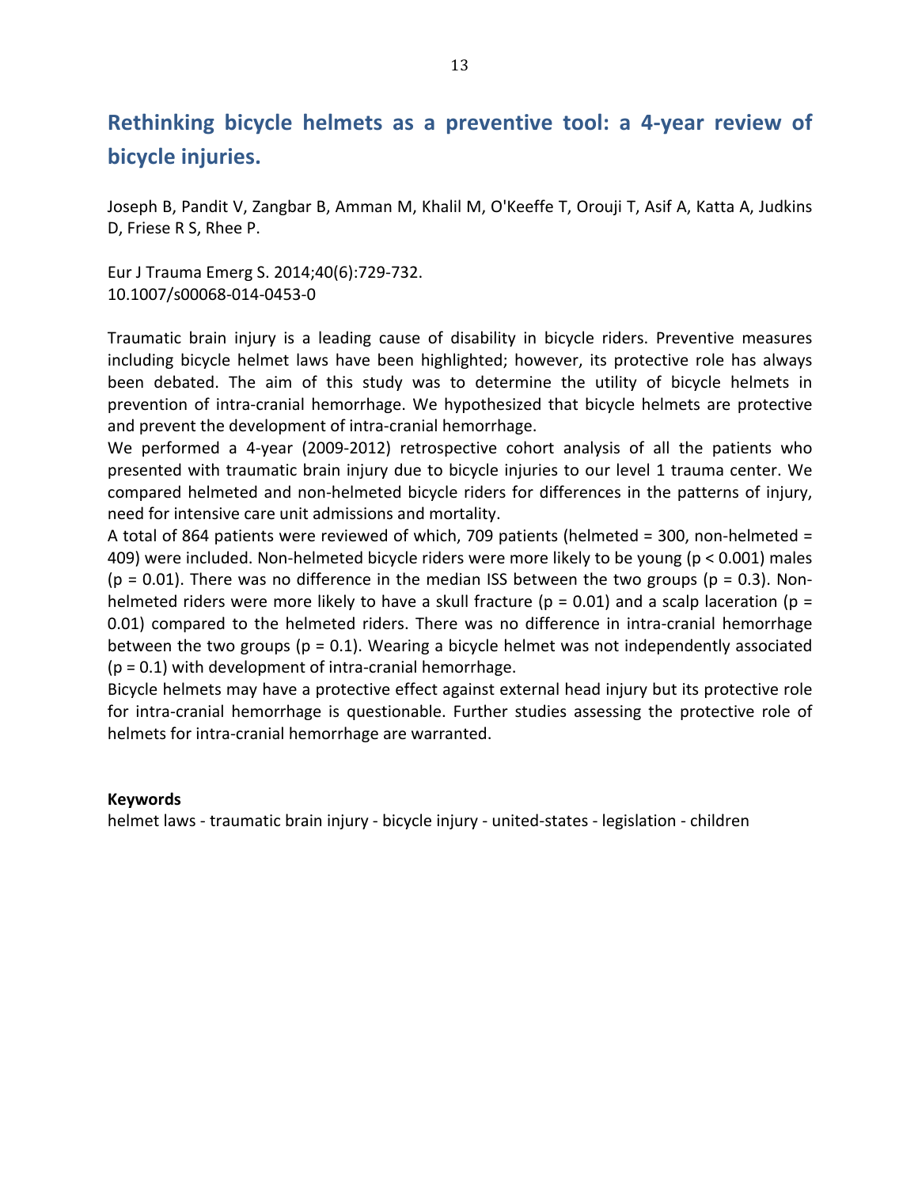## Rethinking bicycle helmets as a preventive tool: a 4-year review of bicycle injuries.

Joseph B, Pandit V, Zangbar B, Amman M, Khalil M, O'Keeffe T, Orouji T, Asif A, Katta A, Judkins D, Friese R S, Rhee P.

Eur J Trauma Emerg S. 2014;40(6):729-732.
10.1007/s00068-014-0453-0

Traumatic brain injury is a leading cause of disability in bicycle riders. Preventive measures including bicycle helmet laws have been highlighted; however, its protective role has always been debated. The aim of this study was to determine the utility of bicycle helmets in prevention of intra-cranial hemorrhage. We hypothesized that bicycle helmets are protective and prevent the development of intra-cranial hemorrhage.
We performed a 4-year (2009-2012) retrospective cohort analysis of all the patients who presented with traumatic brain injury due to bicycle injuries to our level 1 trauma center. We compared helmeted and non-helmeted bicycle riders for differences in the patterns of injury, need for intensive care unit admissions and mortality.
A total of 864 patients were reviewed of which, 709 patients (helmeted = 300, non-helmeted = 409) were included. Non-helmeted bicycle riders were more likely to be young ($p < 0.001$) males ($p = 0.01$). There was no difference in the median ISS between the two groups ($p = 0.3$). Non-helmeted riders were more likely to have a skull fracture ($p = 0.01$) and a scalp laceration ($p = 0.01$) compared to the helmeted riders. There was no difference in intra-cranial hemorrhage between the two groups ($p = 0.1$). Wearing a bicycle helmet was not independently associated ($p = 0.1$) with development of intra-cranial hemorrhage.
Bicycle helmets may have a protective effect against external head injury but its protective role for intra-cranial hemorrhage is questionable. Further studies assessing the protective role of helmets for intra-cranial hemorrhage are warranted.

**Keywords**
helmet laws - traumatic brain injury - bicycle injury - united-states - legislation - children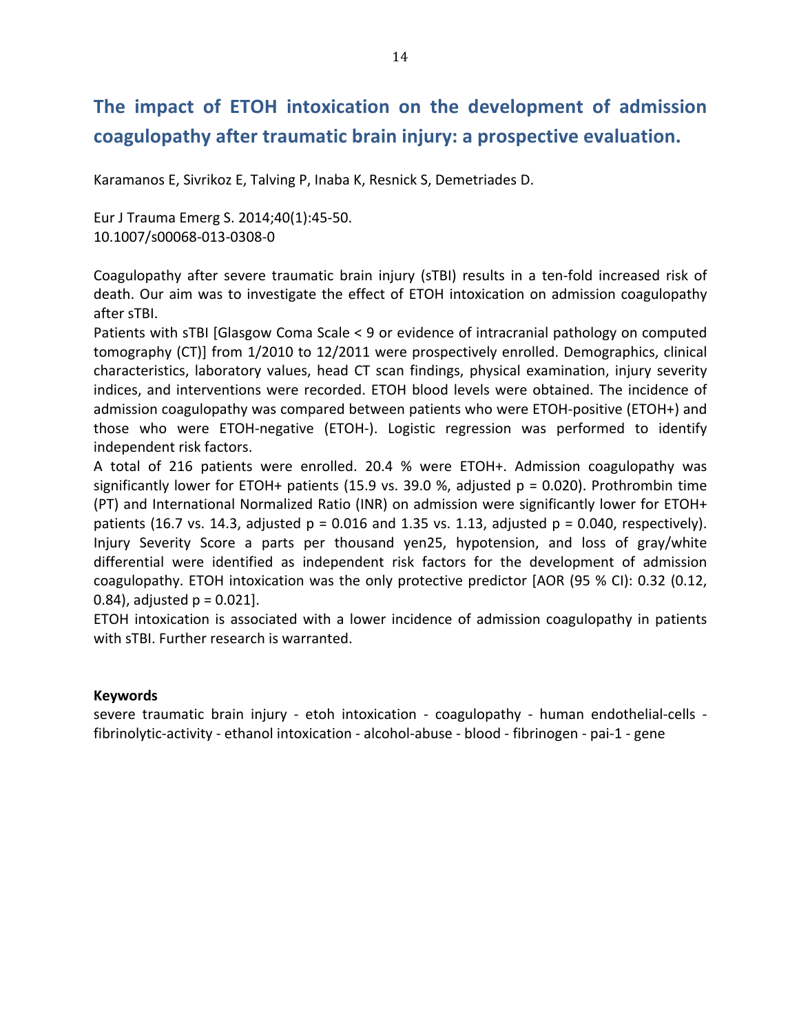# The impact of ETOH intoxication on the development of admission coagulopathy after traumatic brain injury: a prospective evaluation.

Karamanos E, Sivrikoz E, Talving P, Inaba K, Resnick S, Demetriades D.

Eur J Trauma Emerg S. 2014;40(1):45-50.
10.1007/s00068-013-0308-0

Coagulopathy after severe traumatic brain injury (sTBI) results in a ten-fold increased risk of death. Our aim was to investigate the effect of ETOH intoxication on admission coagulopathy after sTBI.

Patients with sTBI [Glasgow Coma Scale < 9 or evidence of intracranial pathology on computed tomography (CT)] from 1/2010 to 12/2011 were prospectively enrolled. Demographics, clinical characteristics, laboratory values, head CT scan findings, physical examination, injury severity indices, and interventions were recorded. ETOH blood levels were obtained. The incidence of admission coagulopathy was compared between patients who were ETOH-positive (ETOH+) and those who were ETOH-negative (ETOH-). Logistic regression was performed to identify independent risk factors.

A total of 216 patients were enrolled. 20.4 % were ETOH+. Admission coagulopathy was significantly lower for ETOH+ patients (15.9 vs. 39.0 %, adjusted p = 0.020). Prothrombin time (PT) and International Normalized Ratio (INR) on admission were significantly lower for ETOH+ patients (16.7 vs. 14.3, adjusted p = 0.016 and 1.35 vs. 1.13, adjusted p = 0.040, respectively). Injury Severity Score a parts per thousand yen25, hypotension, and loss of gray/white differential were identified as independent risk factors for the development of admission coagulopathy. ETOH intoxication was the only protective predictor [AOR (95 % CI): 0.32 (0.12, 0.84), adjusted p = 0.021].

ETOH intoxication is associated with a lower incidence of admission coagulopathy in patients with sTBI. Further research is warranted.

**Keywords**

severe traumatic brain injury - etoh intoxication - coagulopathy - human endothelial-cells - fibrinolytic-activity - ethanol intoxication - alcohol-abuse - blood - fibrinogen - pai-1 - gene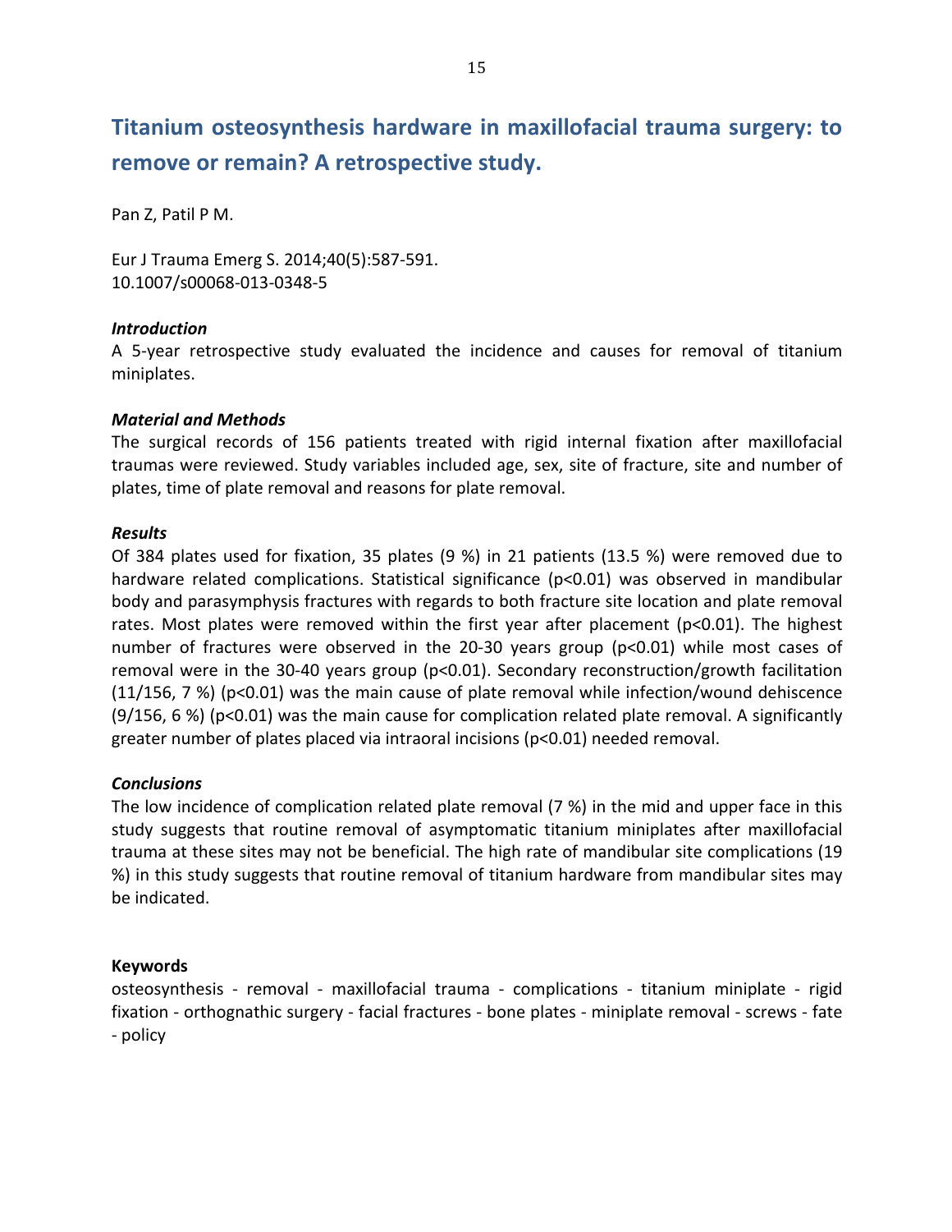## Titanium osteosynthesis hardware in maxillofacial trauma surgery: to remove or remain? A retrospective study.

Pan Z, Patil P M.

Eur J Trauma Emerg S. 2014;40(5):587-591.
10.1007/s00068-013-0348-5

### *Introduction*

A 5-year retrospective study evaluated the incidence and causes for removal of titanium miniplates.

### *Material and Methods*

The surgical records of 156 patients treated with rigid internal fixation after maxillofacial traumas were reviewed. Study variables included age, sex, site of fracture, site and number of plates, time of plate removal and reasons for plate removal.

### *Results*

Of 384 plates used for fixation, 35 plates (9 %) in 21 patients (13.5 %) were removed due to hardware related complications. Statistical significance ($p<0.01$) was observed in mandibular body and parasymphysis fractures with regards to both fracture site location and plate removal rates. Most plates were removed within the first year after placement ($p<0.01$). The highest number of fractures were observed in the 20-30 years group ($p<0.01$) while most cases of removal were in the 30-40 years group ($p<0.01$). Secondary reconstruction/growth facilitation (11/156, 7 %) ($p<0.01$) was the main cause of plate removal while infection/wound dehiscence (9/156, 6 %) ($p<0.01$) was the main cause for complication related plate removal. A significantly greater number of plates placed via intraoral incisions ($p<0.01$) needed removal.

### *Conclusions*

The low incidence of complication related plate removal (7 %) in the mid and upper face in this study suggests that routine removal of asymptomatic titanium miniplates after maxillofacial trauma at these sites may not be beneficial. The high rate of mandibular site complications (19 %) in this study suggests that routine removal of titanium hardware from mandibular sites may be indicated.

**Keywords**

osteosynthesis - removal - maxillofacial trauma - complications - titanium miniplate - rigid fixation - orthognathic surgery - facial fractures - bone plates - miniplate removal - screws - fate - policy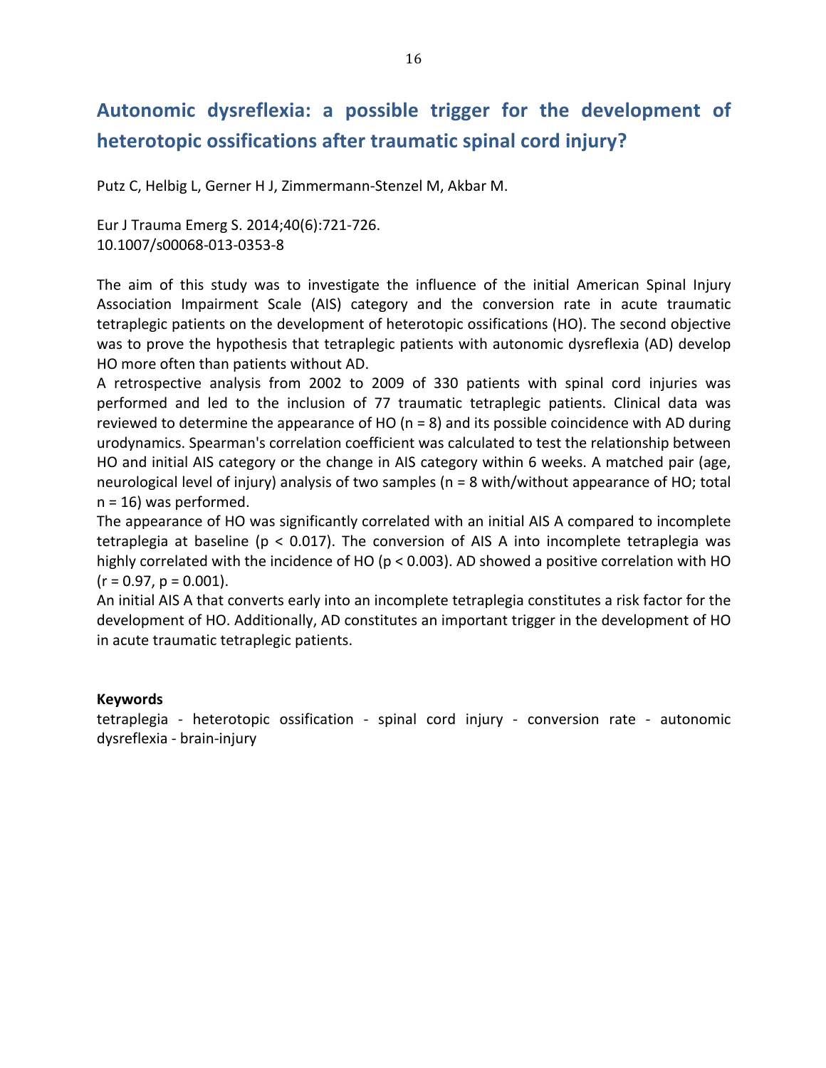# Autonomic dysreflexia: a possible trigger for the development of heterotopic ossifications after traumatic spinal cord injury?

Putz C, Helbig L, Gerner H J, Zimmermann-Stenzel M, Akbar M.

Eur J Trauma Emerg S. 2014;40(6):721-726.
10.1007/s00068-013-0353-8

The aim of this study was to investigate the influence of the initial American Spinal Injury Association Impairment Scale (AIS) category and the conversion rate in acute traumatic tetraplegic patients on the development of heterotopic ossifications (HO). The second objective was to prove the hypothesis that tetraplegic patients with autonomic dysreflexia (AD) develop HO more often than patients without AD.
A retrospective analysis from 2002 to 2009 of 330 patients with spinal cord injuries was performed and led to the inclusion of 77 traumatic tetraplegic patients. Clinical data was reviewed to determine the appearance of HO ($n = 8$) and its possible coincidence with AD during urodynamics. Spearman's correlation coefficient was calculated to test the relationship between HO and initial AIS category or the change in AIS category within 6 weeks. A matched pair (age, neurological level of injury) analysis of two samples ($n = 8$ with/without appearance of HO; total $n = 16$) was performed.
The appearance of HO was significantly correlated with an initial AIS A compared to incomplete tetraplegia at baseline ($p < 0.017$). The conversion of AIS A into incomplete tetraplegia was highly correlated with the incidence of HO ($p < 0.003$). AD showed a positive correlation with HO ($r = 0.97$, $p = 0.001$).
An initial AIS A that converts early into an incomplete tetraplegia constitutes a risk factor for the development of HO. Additionally, AD constitutes an important trigger in the development of HO in acute traumatic tetraplegic patients.

**Keywords**
tetraplegia - heterotopic ossification - spinal cord injury - conversion rate - autonomic dysreflexia - brain-injury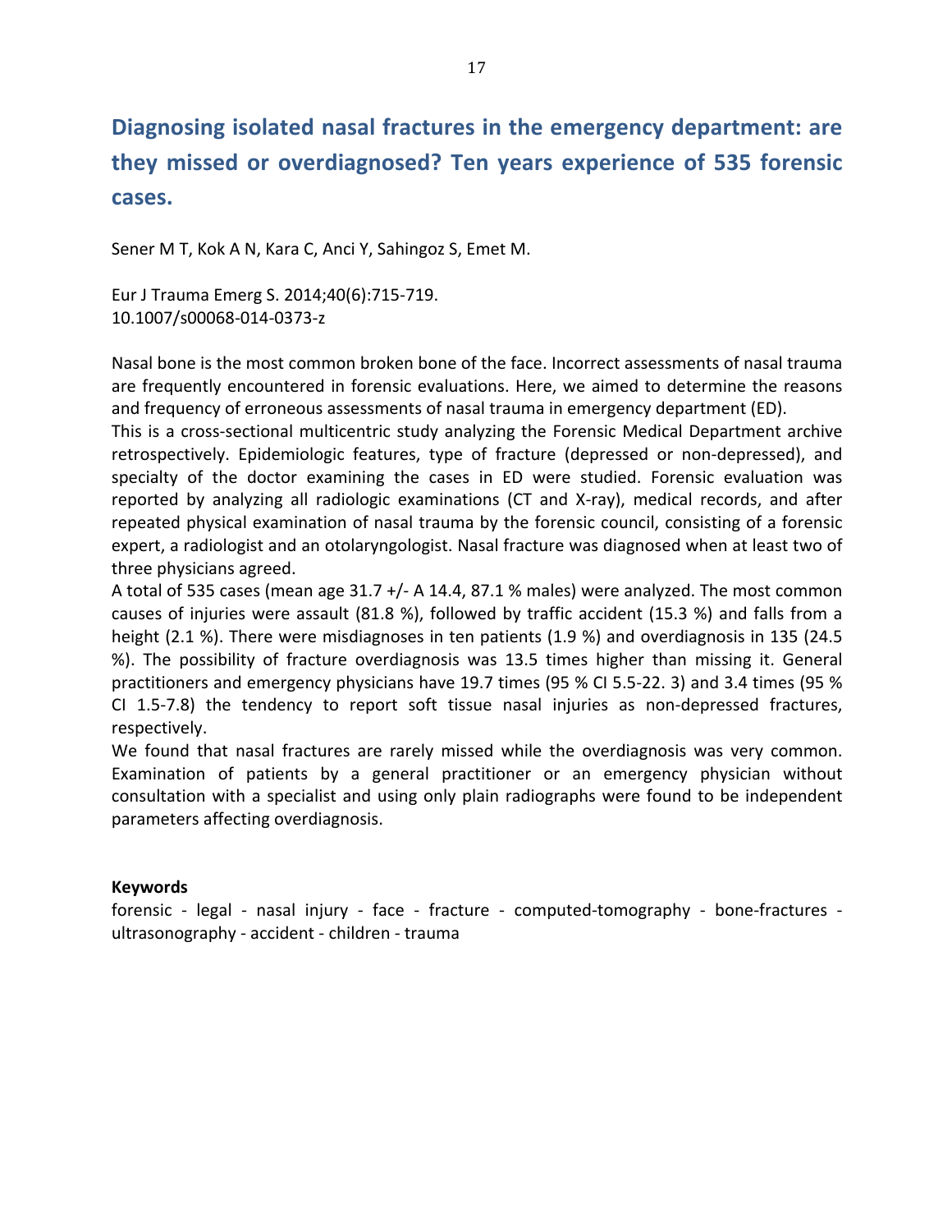## Diagnosing isolated nasal fractures in the emergency department: are they missed or overdiagnosed? Ten years experience of 535 forensic cases.

Sener M T, Kok A N, Kara C, Anci Y, Sahingoz S, Emet M.

Eur J Trauma Emerg S. 2014;40(6):715-719.
10.1007/s00068-014-0373-z

Nasal bone is the most common broken bone of the face. Incorrect assessments of nasal trauma are frequently encountered in forensic evaluations. Here, we aimed to determine the reasons and frequency of erroneous assessments of nasal trauma in emergency department (ED).

This is a cross-sectional multicentric study analyzing the Forensic Medical Department archive retrospectively. Epidemiologic features, type of fracture (depressed or non-depressed), and specialty of the doctor examining the cases in ED were studied. Forensic evaluation was reported by analyzing all radiologic examinations (CT and X-ray), medical records, and after repeated physical examination of nasal trauma by the forensic council, consisting of a forensic expert, a radiologist and an otolaryngologist. Nasal fracture was diagnosed when at least two of three physicians agreed.

A total of 535 cases (mean age 31.7 +/- A 14.4, 87.1 % males) were analyzed. The most common causes of injuries were assault (81.8 %), followed by traffic accident (15.3 %) and falls from a height (2.1 %). There were misdiagnoses in ten patients (1.9 %) and overdiagnosis in 135 (24.5 %). The possibility of fracture overdiagnosis was 13.5 times higher than missing it. General practitioners and emergency physicians have 19.7 times (95 % CI 5.5-22. 3) and 3.4 times (95 % CI 1.5-7.8) the tendency to report soft tissue nasal injuries as non-depressed fractures, respectively.

We found that nasal fractures are rarely missed while the overdiagnosis was very common. Examination of patients by a general practitioner or an emergency physician without consultation with a specialist and using only plain radiographs were found to be independent parameters affecting overdiagnosis.

**Keywords**

forensic - legal - nasal injury - face - fracture - computed-tomography - bone-fractures - ultrasonography - accident - children - trauma